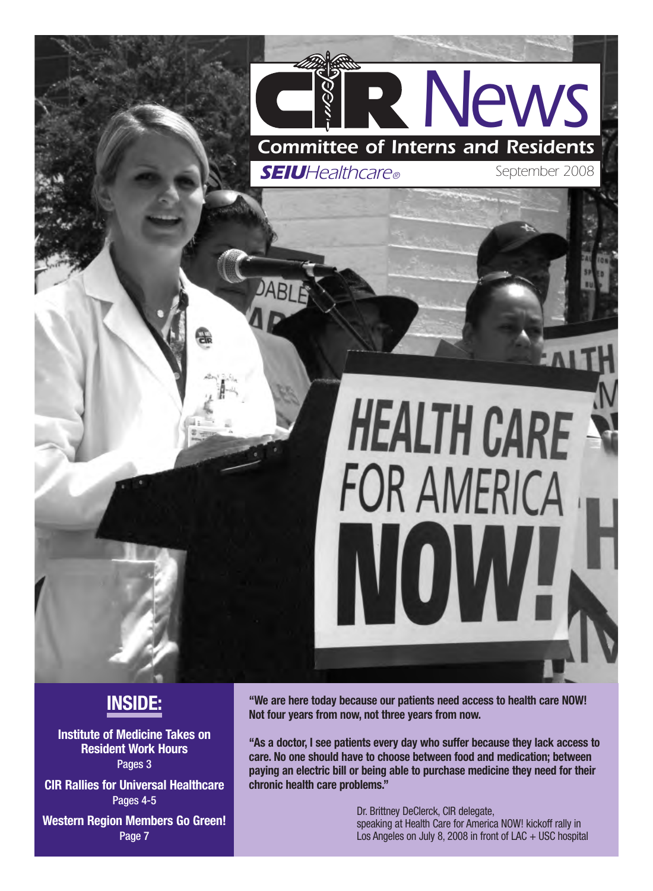# CIR News

## Committee of Interns and Residents

**SEIU**Healthcare®

September 2008

## INSIDE:

**Institute of Medicine Takes on Resident Work Hours**
Pages 3

**CIR Rallies for Universal Healthcare**
Pages 4-5

**Western Region Members Go Green!**
Page 7

**"We are here today because our patients need access to health care NOW! Not four years from now, not three years from now.**

**"As a doctor, I see patients every day who suffer because they lack access to care. No one should have to choose between food and medication; between paying an electric bill or being able to purchase medicine they need for their chronic health care problems."**

Dr. Brittney DeClerck, CIR delegate,
speaking at Health Care for America NOW! kickoff rally in Los Angeles on July 8, 2008 in front of LAC + USC hospital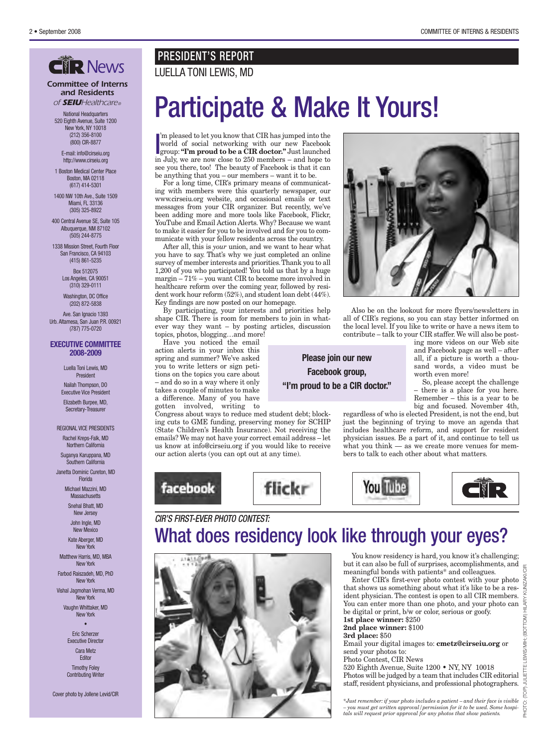# CIR News

**Committee of Interns and Residents**
*of SEIU Healthcare®*

National Headquarters
520 Eighth Avenue, Suite 1200
New York, NY 10018
(212) 356-8100
(800) CIR-8877

E-mail: info@cirseiu.org
http://www.cirseiu.org

1 Boston Medical Center Place
Boston, MA 02118
(617) 414-5301

1400 NW 10th Ave., Suite 1509
Miami, FL 33136
(305) 325-8922

400 Central Avenue SE, Suite 105
Albuquerque, NM 87102
(505) 244-8775

1338 Mission Street, Fourth Floor
San Francisco, CA 94103
(415) 861-5235

Box 512075
Los Angeles, CA 90051
(310) 329-0111

Washington, DC Office
(202) 872-5838

Ave. San Ignacio 1393
Urb. Altamesa, San Juan P.R. 00921
(787) 775-0720

**EXECUTIVE COMMITTEE 2008-2009**

Luella Toni Lewis, MD
President

Nailah Thompson, DO
Executive Vice President

Elizabeth Burpee, MD,
Secretary-Treasurer

REGIONAL VICE PRESIDENTS

Rachel Kreps-Falk, MD
Northern California

Suganya Karuppana, MD
Southern California

Janetta Dominic Cureton, MD
Florida

Michael Mazzini, MD
Massachusetts

Snehal Bhatt, MD
New Jersey

John Ingle, MD
New Mexico

Kate Aberger, MD
New York

Matthew Harris, MD, MBA
New York

Farbod Raiszadeh, MD, PhD
New York

Vishal Jagmohan Verma, MD
New York

Vaughn Whittaker, MD
New York

•

Eric Scherzer
Executive Director

Cara Metz
Editor

Timothy Foley
Contributing Writer

Cover photo by Jollene Levid/CIR

## PRESIDENT'S REPORT

LUELLA TONI LEWIS, MD

# Participate & Make It Yours!

I'm pleased to let you know that CIR has jumped into the world of social networking with our new Facebook group: **"I'm proud to be a CIR doctor."** Just launched in July, we are now close to 250 members – and hope to see you there, too! The beauty of Facebook is that it can be anything that you – our members – want it to be.

For a long time, CIR's primary means of communicating with members were this quarterly newspaper, our www.cirseiu.org website, and occasional emails or text messages from your CIR organizer. But recently, we've been adding more and more tools like Facebook, Flickr, YouTube and Email Action Alerts. Why? Because we want to make it easier for you to be involved and for you to communicate with your fellow residents across the country.

After all, this is *your* union, and we want to hear what you have to say. That's why we just completed an online survey of member interests and priorities. Thank you to all 1,200 of you who participated! You told us that by a huge margin – 71% – you want CIR to become more involved in healthcare reform over the coming year, followed by resident work hour reform (52%), and student loan debt (44%). Key findings are now posted on our homepage.

By participating, your interests and priorities help shape CIR. There is room for members to join in whatever way they want – by posting articles, discussion topics, photos, blogging…and more!

Have you noticed the email action alerts in your inbox this spring and summer? We've asked you to write letters or sign petitions on the topics you care about – and do so in a way where it only takes a couple of minutes to make a difference. Many of you have gotten involved, writing to Congress about ways to reduce med student debt; blocking cuts to GME funding, preserving money for SCHIP (State Children's Health Insurance). Not receiving the emails? We may not have your correct email address – let us know at info@cirseiu.org if you would like to receive our action alerts (you can opt out at any time).

**Please join our new Facebook group, "I'm proud to be a CIR doctor."**

Also be on the lookout for more flyers/newsletters in all of CIR's regions, so you can stay better informed on the local level. If you like to write or have a news item to contribute – talk to your CIR staffer. We will also be posting more videos on our Web site and Facebook page as well – after all, if a picture is worth a thousand words, a video must be worth even more!

So, please accept the challenge – there is a place for you here. Remember – this is a year to be big and focused. November 4th, regardless of who is elected President, is not the end, but just the beginning of trying to move an agenda that includes healthcare reform, and support for resident physician issues. Be a part of it, and continue to tell us what you think — as we create more venues for members to talk to each other about what matters.

facebook | flickr | YouTube | CIR

*CIR'S FIRST-EVER PHOTO CONTEST:*

# What does residency look like through your eyes?

You know residency is hard, you know it's challenging; but it can also be full of surprises, accomplishments, and meaningful bonds with patients* and colleagues.

Enter CIR's first-ever photo contest with your photo that shows us something about what it's like to be a resident physician. The contest is open to all CIR members. You can enter more than one photo, and your photo can be digital or print, b/w or color, serious or goofy.

**1st place winner:** $250
**2nd place winner:** $100
**3rd place:** $50

Email your digital images to: **cmetz@cirseiu.org** or send your photos to:
Photo Contest, CIR News
520 Eighth Avenue, Suite 1200 • NY, NY 10018

Photos will be judged by a team that includes CIR editorial staff, resident physicians, and professional photographers.

*\*Just remember: if your photo includes a patient – and their face is visible – you must get written approval/permission for it to be used. Some hospitals will request prior approval for any photos that show patients.*

PHOTO: (TOP) JULIETTE LEWIS/MIH; (BOTTOM) HILARY KUNIZAKI/CIR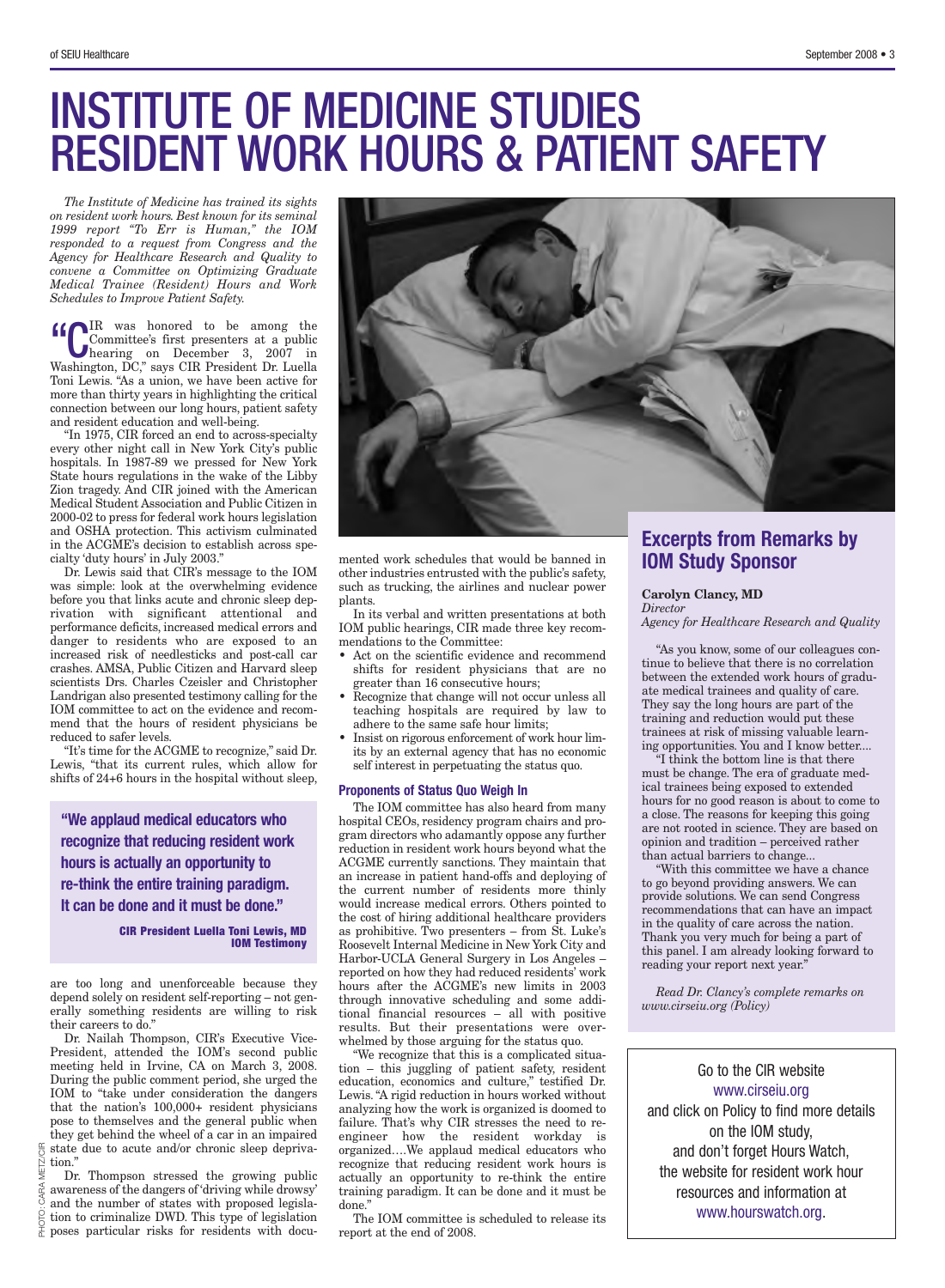# INSTITUTE OF MEDICINE STUDIES RESIDENT WORK HOURS & PATIENT SAFETY

*The Institute of Medicine has trained its sights on resident work hours. Best known for its seminal 1999 report "To Err is Human," the IOM responded to a request from Congress and the Agency for Healthcare Research and Quality to convene a Committee on Optimizing Graduate Medical Trainee (Resident) Hours and Work Schedules to Improve Patient Safety.*

"CIR was honored to be among the Committee's first presenters at a public hearing on December 3, 2007 in Washington, DC," says CIR President Dr. Luella Toni Lewis. "As a union, we have been active for more than thirty years in highlighting the critical connection between our long hours, patient safety and resident education and well-being.

"In 1975, CIR forced an end to across-specialty every other night call in New York City's public hospitals. In 1987-89 we pressed for New York State hours regulations in the wake of the Libby Zion tragedy. And CIR joined with the American Medical Student Association and Public Citizen in 2000-02 to press for federal work hours legislation and OSHA protection. This activism culminated in the ACGME's decision to establish across specialty 'duty hours' in July 2003."

Dr. Lewis said that CIR's message to the IOM was simple: look at the overwhelming evidence before you that links acute and chronic sleep deprivation with significant attentional and performance deficits, increased medical errors and danger to residents who are exposed to an increased risk of needlesticks and post-call car crashes. AMSA, Public Citizen and Harvard sleep scientists Drs. Charles Czeisler and Christopher Landrigan also presented testimony calling for the IOM committee to act on the evidence and recommend that the hours of resident physicians be reduced to safer levels.

"It's time for the ACGME to recognize," said Dr. Lewis, "that its current rules, which allow for shifts of 24+6 hours in the hospital without sleep, are too long and unenforceable because they depend solely on resident self-reporting – not generally something residents are willing to risk their careers to do."

> **"We applaud medical educators who recognize that reducing resident work hours is actually an opportunity to re-think the entire training paradigm. It can be done and it must be done."**
>
> **CIR President Luella Toni Lewis, MD IOM Testimony**

Dr. Nailah Thompson, CIR's Executive Vice-President, attended the IOM's second public meeting held in Irvine, CA on March 3, 2008. During the public comment period, she urged the IOM to "take under consideration the dangers that the nation's 100,000+ resident physicians pose to themselves and the general public when they get behind the wheel of a car in an impaired state due to acute and/or chronic sleep deprivation."

Dr. Thompson stressed the growing public awareness of the dangers of 'driving while drowsy' and the number of states with proposed legislation to criminalize DWD. This type of legislation poses particular risks for residents with documented work schedules that would be banned in other industries entrusted with the public's safety, such as trucking, the airlines and nuclear power plants.

PHOTO: CARA METZ/CIR

In its verbal and written presentations at both IOM public hearings, CIR made three key recommendations to the Committee:

- Act on the scientific evidence and recommend shifts for resident physicians that are no greater than 16 consecutive hours;
- Recognize that change will not occur unless all teaching hospitals are required by law to adhere to the same safe hour limits;
- Insist on rigorous enforcement of work hour limits by an external agency that has no economic self interest in perpetuating the status quo.

### Proponents of Status Quo Weigh In

The IOM committee has also heard from many hospital CEOs, residency program chairs and program directors who adamantly oppose any further reduction in resident work hours beyond what the ACGME currently sanctions. They maintain that an increase in patient hand-offs and deploying of the current number of residents more thinly would increase medical errors. Others pointed to the cost of hiring additional healthcare providers as prohibitive. Two presenters – from St. Luke's Roosevelt Internal Medicine in New York City and Harbor-UCLA General Surgery in Los Angeles – reported on how they had reduced residents' work hours after the ACGME's new limits in 2003 through innovative scheduling and some additional financial resources – all with positive results. But their presentations were overwhelmed by those arguing for the status quo.

"We recognize that this is a complicated situation – this juggling of patient safety, resident education, economics and culture," testified Dr. Lewis. "A rigid reduction in hours worked without analyzing how the work is organized is doomed to failure. That's why CIR stresses the need to re-engineer how the resident workday is organized….We applaud medical educators who recognize that reducing resident work hours is actually an opportunity to re-think the entire training paradigm. It can be done and it must be done."

The IOM committee is scheduled to release its report at the end of 2008.

## Excerpts from Remarks by IOM Study Sponsor

**Carolyn Clancy, MD**
*Director*
*Agency for Healthcare Research and Quality*

"As you know, some of our colleagues continue to believe that there is no correlation between the extended work hours of graduate medical trainees and quality of care. They say the long hours are part of the training and reduction would put these trainees at risk of missing valuable learning opportunities. You and I know better....

"I think the bottom line is that there must be change. The era of graduate medical trainees being exposed to extended hours for no good reason is about to come to a close. The reasons for keeping this going are not rooted in science. They are based on opinion and tradition – perceived rather than actual barriers to change...

"With this committee we have a chance to go beyond providing answers. We can provide solutions. We can send Congress recommendations that can have an impact in the quality of care across the nation. Thank you very much for being a part of this panel. I am already looking forward to reading your report next year."

*Read Dr. Clancy's complete remarks on www.cirseiu.org (Policy)*

Go to the CIR website www.cirseiu.org and click on Policy to find more details on the IOM study, and don't forget Hours Watch, the website for resident work hour resources and information at www.hourswatch.org.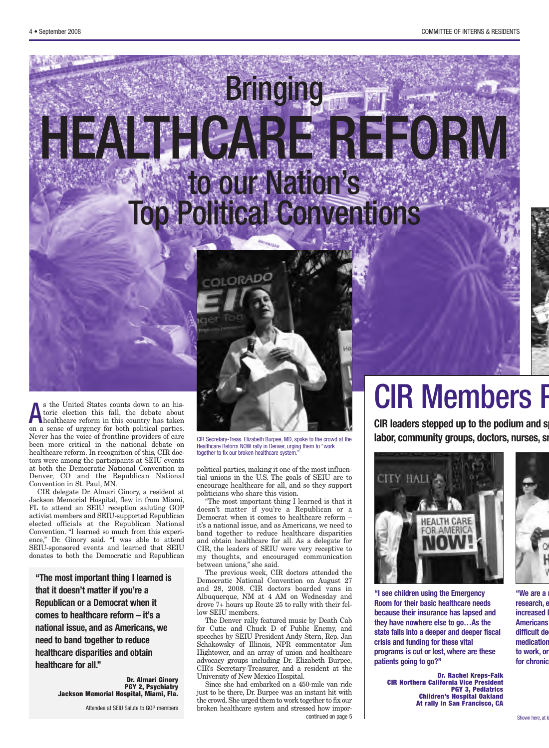# Bringing HEALTHCARE REFORM to our Nation's Top Political Conventions

As the United States counts down to an historic election this fall, the debate about healthcare reform in this country has taken on a sense of urgency for both political parties. Never has the voice of frontline providers of care been more critical in the national debate on healthcare reform. In recognition of this, CIR doctors were among the participants at SEIU events at both the Democratic National Convention in Denver, CO and the Republican National Convention in St. Paul, MN.

CIR delegate Dr. Almari Ginory, a resident at Jackson Memorial Hospital, flew in from Miami, FL to attend an SEIU reception saluting GOP activist members and SEIU-supported Republican elected officials at the Republican National Convention. "I learned so much from this experience," Dr. Ginory said. "I was able to attend SEIU-sponsored events and learned that SEIU donates to both the Democratic and Republican political parties, making it one of the most influential unions in the U.S. The goals of SEIU are to encourage healthcare for all, and so they support politicians who share this vision.

"The most important thing I learned is that it doesn't matter if you're a Republican or a Democrat when it comes to healthcare reform – it's a national issue, and as Americans, we need to band together to reduce healthcare disparities and obtain healthcare for all. As a delegate for CIR, the leaders of SEIU were very receptive to my thoughts, and encouraged communication between unions," she said.

> **"The most important thing I learned is that it doesn't matter if you're a Republican or a Democrat when it comes to healthcare reform – it's a national issue, and as Americans, we need to band together to reduce healthcare disparities and obtain healthcare for all."**
>
> **Dr. Almari Ginory**
> **PGY 2, Psychiatry**
> **Jackson Memorial Hospital, Miami, Fla.**
>
> Attendee at SEIU Salute to GOP members

CIR Secretary-Treas. Elizabeth Burpee, MD, spoke to the crowd at the Healthcare Reform NOW rally in Denver, urging them to "work together to fix our broken healthcare system."

The previous week, CIR doctors attended the Democratic National Convention on August 27 and 28, 2008. CIR doctors boarded vans in Albuquerque, NM at 4 AM on Wednesday and drove 7+ hours up Route 25 to rally with their fellow SEIU members.

The Denver rally featured music by Death Cab for Cutie and Chuck D of Public Enemy, and speeches by SEIU President Andy Stern, Rep. Jan Schakowsky of Illinois, NPR commentator Jim Hightower, and an array of union and healthcare advocacy groups including Dr. Elizabeth Burpee, CIR's Secretary-Treasurer, and a resident at the University of New Mexico Hospital.

Since she had embarked on a 450-mile van ride just to be there, Dr. Burpee was an instant hit with the crowd. She urged them to work together to fix our broken healthcare system and stressed how impor-

continued on page 5

# CIR Members P

**CIR leaders stepped up to the podium and sp labor, community groups, doctors, nurses, sm**

**"I see children using the Emergency Room for their basic healthcare needs because their insurance has lapsed and they have nowhere else to go…As the state falls into a deeper and deeper fiscal crisis and funding for these vital programs is cut or lost, where are these patients going to go?"**

**Dr. Rachel Kreps-Falk**
**CIR Northern California Vice President**
**PGY 3, Pediatrics**
**Children's Hospital Oakland**
**At rally in San Francisco, CA**

**"We are a r research, e increased l Americans difficult de medication to work, or for chronic**

Shown here, at le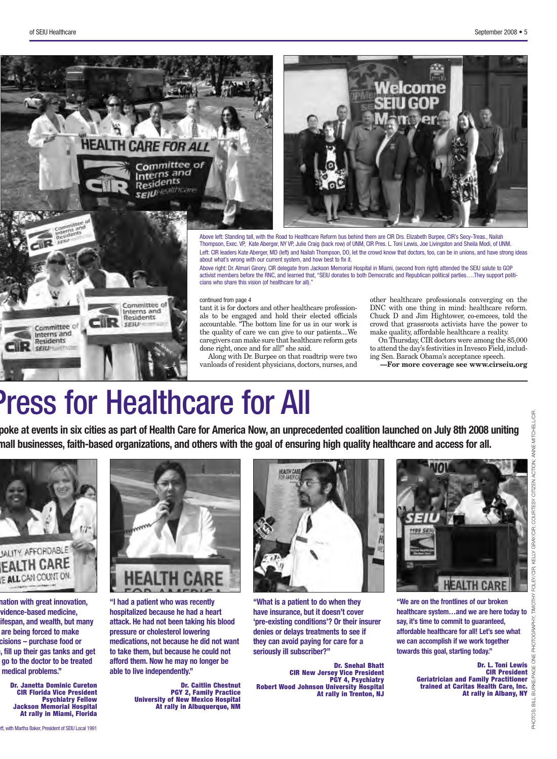Above left: Standing tall, with the Road to Healthcare Reform bus behind them are CIR Drs. Elizabeth Burpee, CIR's Secy-Treas., Nailah Thompson, Exec. VP, Kate Aberger, NY VP, Julie Craig (back row) of UNM, CIR Pres. L. Toni Lewis, Joe Livingston and Sheila Modi, of UNM.

Left: CIR leaders Kate Aberger, MD (left) and Nailah Thompson, DO, let the crowd know that doctors, too, can be in unions, and have strong ideas about what's wrong with our current system, and how best to fix it.

Above right: Dr. Almari Ginory, CIR delegate from Jackson Memorial Hospital in Miami, (second from right) attended the SEIU salute to GOP activist members before the RNC, and learned that, "SEIU donates to both Democratic and Republican political parties….They support politicians who share this vision (of healthcare for all)."

continued from page 4

tant it is for doctors and other healthcare professionals to be engaged and hold their elected officials accountable. "The bottom line for us in our work is the quality of care we can give to our patients....We caregivers can make sure that healthcare reform gets done right, once and for all!" she said.

Along with Dr. Burpee on that roadtrip were two vanloads of resident physicians, doctors, nurses, and other healthcare professionals converging on the DNC with one thing in mind: healthcare reform. Chuck D and Jim Hightower, co-emcees, told the crowd that grassroots activists have the power to make quality, affordable healthcare a reality.

On Thursday, CIR doctors were among the 85,000 to attend the day's festivities in Invesco Field, including Sen. Barack Obama's acceptance speech.

**—For more coverage see www.cirseiu.org**

# Press for Healthcare for All

**poke at events in six cities as part of Health Care for America Now, an unprecedented coalition launched on July 8th 2008 uniting mall businesses, faith-based organizations, and others with the goal of ensuring high quality healthcare and access for all.**

**nation with great innovation, vidence-based medicine, ifespan, and wealth, but many are being forced to make cisions – purchase food or , fill up their gas tanks and get go to the doctor to be treated medical problems."**

**Dr. Janetta Dominic Cureton**
**CIR Florida Vice President**
**Psychiatry Fellow**
**Jackson Memorial Hospital**
**At rally in Miami, Florida**

**"I had a patient who was recently hospitalized because he had a heart attack. He had not been taking his blood pressure or cholesterol lowering medications, not because he did not want to take them, but because he could not afford them. Now he may no longer be able to live independently."**

**Dr. Caitlin Chestnut**
**PGY 2, Family Practice**
**University of New Mexico Hospital**
**At rally in Albuquerque, NM**

**"What is a patient to do when they have insurance, but it doesn't cover 'pre-existing conditions'? Or their insurer denies or delays treatments to see if they can avoid paying for care for a seriously ill subscriber?"**

**Dr. Snehal Bhatt**
**CIR New Jersey Vice President**
**PGY 4, Psychiatry**
**Robert Wood Johnson University Hospital**
**At rally in Trenton, NJ**

**"We are on the frontlines of our broken healthcare system…and we are here today to say, it's time to commit to guaranteed, affordable healthcare for all! Let's see what we can accomplish if we work together towards this goal, starting today."**

**Dr. L. Toni Lewis**
**CIR President**
**Geriatrician and Family Practitioner**
**trained at Caritas Health Care, Inc.**
**At rally in Albany, NY**

eft, with Martha Baker, President of SEIU Local 1991

PHOTOS: BILL BURKE/PAGE ONE PHOTOGRAPHY; TIMOTHY FOLEY/CIR; KELLY GRAY/CIR; COURTESY CITIZEN ACTION; ANNE MITCHELL/CIR.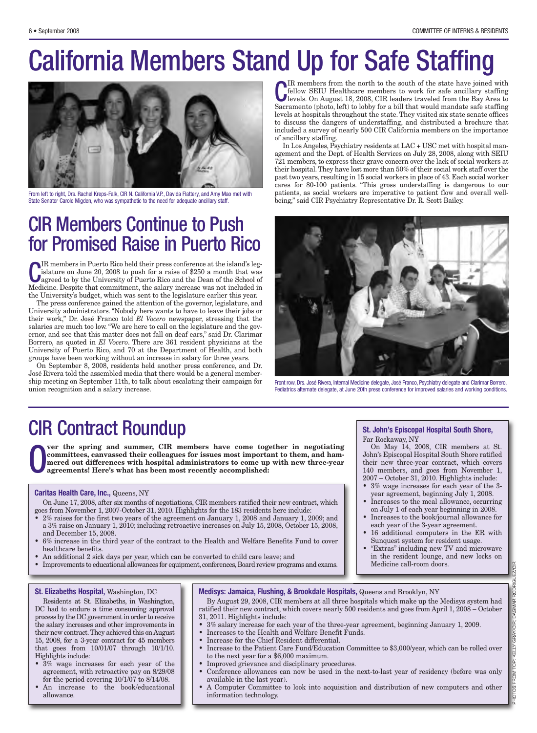# California Members Stand Up for Safe Staffing

From left to right, Drs. Rachel Kreps-Falk, CIR N. California V.P., Davida Flattery, and Amy Mao met with State Senator Carole Migden, who was sympathetic to the need for adequate ancillary staff.

CIR members from the north to the south of the state have joined with fellow SEIU Healthcare members to work for safe ancillary staffing levels. On August 18, 2008, CIR leaders traveled from the Bay Area to Sacramento (photo, left) to lobby for a bill that would mandate safe staffing levels at hospitals throughout the state. They visited six state senate offices to discuss the dangers of understaffing, and distributed a brochure that included a survey of nearly 500 CIR California members on the importance of ancillary staffing.

In Los Angeles, Psychiatry residents at LAC + USC met with hospital management and the Dept. of Health Services on July 28, 2008, along with SEIU 721 members, to express their grave concern over the lack of social workers at their hospital. They have lost more than 50% of their social work staff over the past two years, resulting in 15 social workers in place of 43. Each social worker cares for 80-100 patients. "This gross understaffing is dangerous to our patients, as social workers are imperative to patient flow and overall well-being," said CIR Psychiatry Representative Dr. R. Scott Bailey.

## CIR Members Continue to Push for Promised Raise in Puerto Rico

CIR members in Puerto Rico held their press conference at the island's legislature on June 20, 2008 to push for a raise of $250 a month that was agreed to by the University of Puerto Rico and the Dean of the School of Medicine. Despite that commitment, the salary increase was not included in the University's budget, which was sent to the legislature earlier this year.

The press conference gained the attention of the governor, legislature, and University administrators. "Nobody here wants to have to leave their jobs or their work," Dr. José Franco told *El Vocero* newspaper, stressing that the salaries are much too low. "We are here to call on the legislature and the governor, and see that this matter does not fall on deaf ears," said Dr. Clarimar Borrero, as quoted in *El Vocero*. There are 361 resident physicians at the University of Puerto Rico, and 70 at the Department of Health, and both groups have been working without an increase in salary for three years.

On September 8, 2008, residents held another press conference, and Dr. José Rivera told the assembled media that there would be a general membership meeting on September 11th, to talk about escalating their campaign for union recognition and a salary increase.

Front row, Drs. José Rivera, Internal Medicine delegate, José Franco, Psychiatry delegate and Clarimar Borrero, Pediatrics alternate delegate, at June 20th press conference for improved salaries and working conditions.

# CIR Contract Roundup

**Over the spring and summer, CIR members have come together in negotiating committees, canvassed their colleagues for issues most important to them, and hammered out differences with hospital administrators to come up with new three-year agreements! Here's what has been most recently accomplished:**

### Caritas Health Care, Inc., Queens, NY

On June 17, 2008, after six months of negotiations, CIR members ratified their new contract, which goes from November 1, 2007-October 31, 2010. Highlights for the 183 residents here include:

- 2% raises for the first two years of the agreement on January 1, 2008 and January 1, 2009; and a 3% raise on January 1, 2010; including retroactive increases on July 15, 2008, October 15, 2008, and December 15, 2008.
- 6% increase in the third year of the contract to the Health and Welfare Benefits Fund to cover healthcare benefits.
- An additional 2 sick days per year, which can be converted to child care leave; and
- Improvements to educational allowances for equipment, conferences, Board review programs and exams.

### St. John's Episcopal Hospital South Shore, Far Rockaway, NY

On May 14, 2008, CIR members at St. John's Episcopal Hospital South Shore ratified their new three-year contract, which covers 140 members, and goes from November 1, 2007 – October 31, 2010. Highlights include:

- 3% wage increases for each year of the 3-year agreement, beginning July 1, 2008.
- Increases to the meal allowance, occurring on July 1 of each year beginning in 2008.
- Increases to the book/journal allowance for each year of the 3-year agreement.
- 16 additional computers in the ER with Sunquest system for resident usage.
- "Extras" including new TV and microwave in the resident lounge, and new locks on Medicine call-room doors.

### St. Elizabeths Hospital, Washington, DC

Residents at St. Elizabeths, in Washington, DC had to endure a time consuming approval process by the DC government in order to receive the salary increases and other improvements in their new contract. They achieved this on August 15, 2008, for a 3-year contract for 45 members that goes from 10/01/07 through 10/1/10. Highlights include:

- 3% wage increases for each year of the agreement, with retroactive pay on 8/29/08 for the period covering 10/1/07 to 8/14/08.
- An increase to the book/educational allowance.

### Medisys: Jamaica, Flushing, & Brookdale Hospitals, Queens and Brooklyn, NY

By August 29, 2008, CIR members at all three hospitals which make up the Medisys system had ratified their new contract, which covers nearly 500 residents and goes from April 1, 2008 – October 31, 2011. Highlights include:

- 3% salary increase for each year of the three-year agreement, beginning January 1, 2009.
- Increases to the Health and Welfare Benefit Funds.
- Increase for the Chief Resident differential.
- Increase to the Patient Care Fund/Education Committee to $3,000/year, which can be rolled over to the next year for a $6,000 maximum.
- Improved grievance and disciplinary procedures.
- Conference allowances can now be used in the next-to-last year of residency (before was only available in the last year).
- A Computer Committee to look into acquisition and distribution of new computers and other information technology.

PHOTOS FROM TOP: KELLY GRAY/CIR; DAGMAR RODRIGUEZ/CIR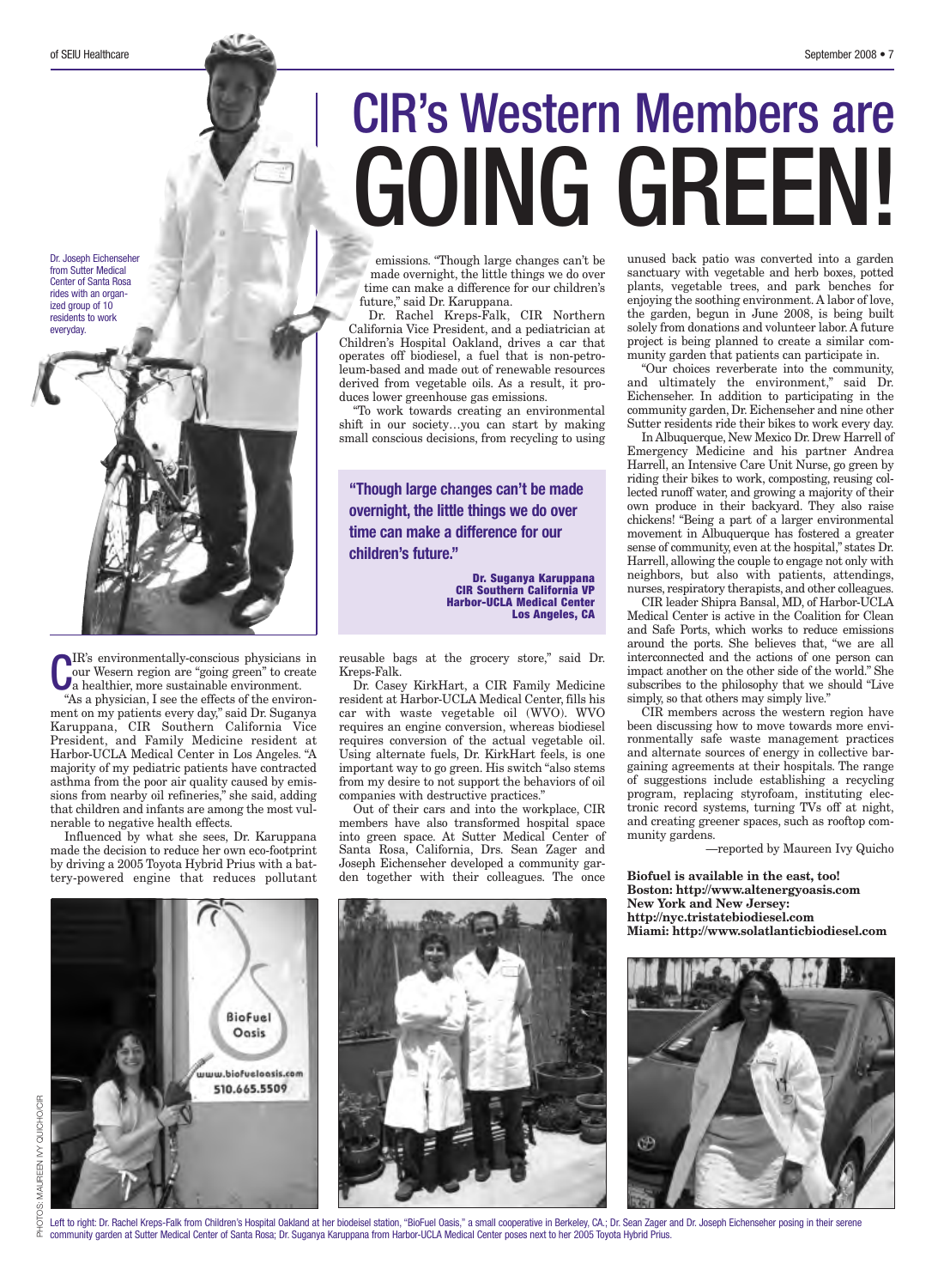# CIR's Western Members are GOING GREEN!

Dr. Joseph Eichenseher from Sutter Medical Center of Santa Rosa rides with an organized group of 10 residents to work everyday.

CIR's environmentally-conscious physicians in our Wesern region are "going green" to create a healthier, more sustainable environment.

"As a physician, I see the effects of the environment on my patients every day," said Dr. Suganya Karuppana, CIR Southern California Vice President, and Family Medicine resident at Harbor-UCLA Medical Center in Los Angeles. "A majority of my pediatric patients have contracted asthma from the poor air quality caused by emissions from nearby oil refineries," she said, adding that children and infants are among the most vulnerable to negative health effects.

Influenced by what she sees, Dr. Karuppana made the decision to reduce her own eco-footprint by driving a 2005 Toyota Hybrid Prius with a battery-powered engine that reduces pollutant emissions. "Though large changes can't be made overnight, the little things we do over time can make a difference for our children's future," said Dr. Karuppana.

Dr. Rachel Kreps-Falk, CIR Northern California Vice President, and a pediatrician at Children's Hospital Oakland, drives a car that operates off biodiesel, a fuel that is non-petroleum-based and made out of renewable resources derived from vegetable oils. As a result, it produces lower greenhouse gas emissions.

"To work towards creating an environmental shift in our society…you can start by making small conscious decisions, from recycling to using reusable bags at the grocery store," said Dr. Kreps-Falk.

> **"Though large changes can't be made overnight, the little things we do over time can make a difference for our children's future."**
>
> **Dr. Suganya Karuppana**
> **CIR Southern California VP**
> **Harbor-UCLA Medical Center**
> **Los Angeles, CA**

Dr. Casey KirkHart, a CIR Family Medicine resident at Harbor-UCLA Medical Center, fills his car with waste vegetable oil (WVO). WVO requires an engine conversion, whereas biodiesel requires conversion of the actual vegetable oil. Using alternate fuels, Dr. KirkHart feels, is one important way to go green. His switch "also stems from my desire to not support the behaviors of oil companies with destructive practices."

Out of their cars and into the workplace, CIR members have also transformed hospital space into green space. At Sutter Medical Center of Santa Rosa, California, Drs. Sean Zager and Joseph Eichenseher developed a community garden together with their colleagues. The once unused back patio was converted into a garden sanctuary with vegetable and herb boxes, potted plants, vegetable trees, and park benches for enjoying the soothing environment. A labor of love, the garden, begun in June 2008, is being built solely from donations and volunteer labor. A future project is being planned to create a similar community garden that patients can participate in.

"Our choices reverberate into the community, and ultimately the environment," said Dr. Eichenseher. In addition to participating in the community garden, Dr. Eichenseher and nine other Sutter residents ride their bikes to work every day.

In Albuquerque, New Mexico Dr. Drew Harrell of Emergency Medicine and his partner Andrea Harrell, an Intensive Care Unit Nurse, go green by riding their bikes to work, composting, reusing collected runoff water, and growing a majority of their own produce in their backyard. They also raise chickens! "Being a part of a larger environmental movement in Albuquerque has fostered a greater sense of community, even at the hospital," states Dr. Harrell, allowing the couple to engage not only with neighbors, but also with patients, attendings, nurses, respiratory therapists, and other colleagues.

CIR leader Shipra Bansal, MD, of Harbor-UCLA Medical Center is active in the Coalition for Clean and Safe Ports, which works to reduce emissions around the ports. She believes that, "we are all interconnected and the actions of one person can impact another on the other side of the world." She subscribes to the philosophy that we should "Live simply, so that others may simply live."

CIR members across the western region have been discussing how to move towards more environmentally safe waste management practices and alternate sources of energy in collective bargaining agreements at their hospitals. The range of suggestions include establishing a recycling program, replacing styrofoam, instituting electronic record systems, turning TVs off at night, and creating greener spaces, such as rooftop community gardens.

—reported by Maureen Ivy Quicho

**Biofuel is available in the east, too!**
**Boston: http://www.altenergyoasis.com**
**New York and New Jersey: http://nyc.tristatebiodiesel.com**
**Miami: http://www.solatlanticbiodiesel.com**

Left to right: Dr. Rachel Kreps-Falk from Children's Hospital Oakland at her biodeisel station, "BioFuel Oasis," a small cooperative in Berkeley, CA.; Dr. Sean Zager and Dr. Joseph Eichenseher posing in their serene community garden at Sutter Medical Center of Santa Rosa; Dr. Suganya Karuppana from Harbor-UCLA Medical Center poses next to her 2005 Toyota Hybrid Prius.

PHOTOS: MAUREEN IVY QUICHO/CIR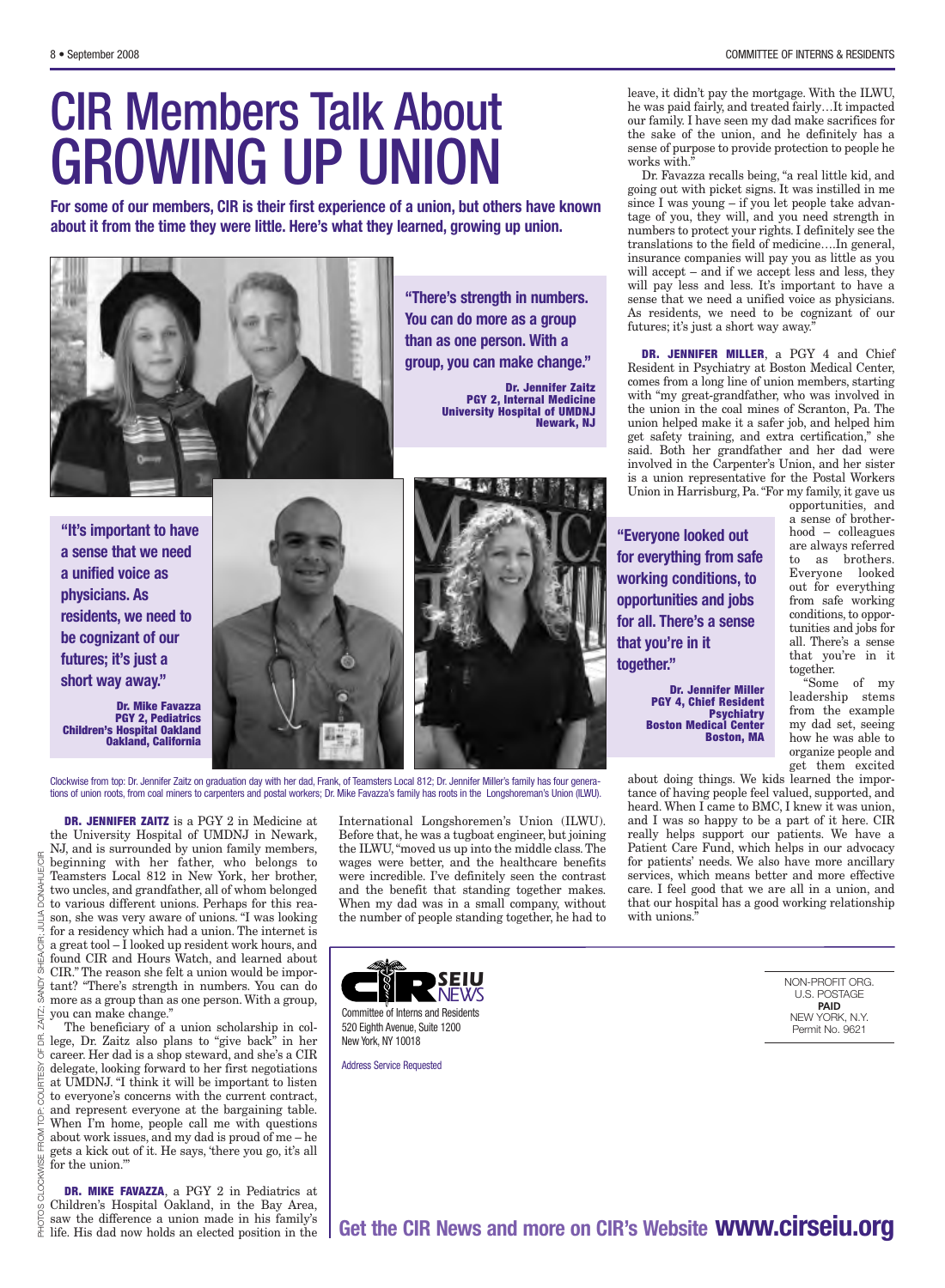# CIR Members Talk About GROWING UP UNION

**For some of our members, CIR is their first experience of a union, but others have known about it from the time they were little. Here's what they learned, growing up union.**

**"There's strength in numbers. You can do more as a group than as one person. With a group, you can make change."**

**Dr. Jennifer Zaitz**
**PGY 2, Internal Medicine**
**University Hospital of UMDNJ**
**Newark, NJ**

**"It's important to have a sense that we need a unified voice as physicians. As residents, we need to be cognizant of our futures; it's just a short way away."**

**Dr. Mike Favazza**
**PGY 2, Pediatrics**
**Children's Hospital Oakland**
**Oakland, California**

Clockwise from top: Dr. Jennifer Zaitz on graduation day with her dad, Frank, of Teamsters Local 812; Dr. Jennifer Miller's family has four generations of union roots, from coal miners to carpenters and postal workers; Dr. Mike Favazza's family has roots in the Longshoreman's Union (ILWU).

PHOTOS CLOCKWISE FROM TOP: COURTESY OF DR. ZAITZ; SANDY SHEA/CIR; JULIA DONAHUE/CIR

**DR. JENNIFER ZAITZ** is a PGY 2 in Medicine at the University Hospital of UMDNJ in Newark, NJ, and is surrounded by union family members, beginning with her father, who belongs to Teamsters Local 812 in New York, her brother, two uncles, and grandfather, all of whom belonged to various different unions. Perhaps for this reason, she was very aware of unions. "I was looking for a residency which had a union. The internet is a great tool – I looked up resident work hours, and found CIR and Hours Watch, and learned about CIR." The reason she felt a union would be important? "There's strength in numbers. You can do more as a group than as one person. With a group, you can make change."

The beneficiary of a union scholarship in college, Dr. Zaitz also plans to "give back" in her career. Her dad is a shop steward, and she's a CIR delegate, looking forward to her first negotiations at UMDNJ. "I think it will be important to listen to everyone's concerns with the current contract, and represent everyone at the bargaining table. When I'm home, people call me with questions about work issues, and my dad is proud of me – he gets a kick out of it. He says, 'there you go, it's all for the union.'"

**DR. MIKE FAVAZZA**, a PGY 2 in Pediatrics at Children's Hospital Oakland, in the Bay Area, saw the difference a union made in his family's life. His dad now holds an elected position in the International Longshoremen's Union (ILWU). Before that, he was a tugboat engineer, but joining the ILWU, "moved us up into the middle class. The wages were better, and the healthcare benefits were incredible. I've definitely seen the contrast and the benefit that standing together makes. When my dad was in a small company, without the number of people standing together, he had to leave, it didn't pay the mortgage. With the ILWU, he was paid fairly, and treated fairly…It impacted our family. I have seen my dad make sacrifices for the sake of the union, and he definitely has a sense of purpose to provide protection to people he works with."

Dr. Favazza recalls being, "a real little kid, and going out with picket signs. It was instilled in me since I was young – if you let people take advantage of you, they will, and you need strength in numbers to protect your rights. I definitely see the translations to the field of medicine….In general, insurance companies will pay you as little as you will accept – and if we accept less and less, they will pay less and less. It's important to have a sense that we need a unified voice as physicians. As residents, we need to be cognizant of our futures; it's just a short way away."

**DR. JENNIFER MILLER**, a PGY 4 and Chief Resident in Psychiatry at Boston Medical Center, comes from a long line of union members, starting with "my great-grandfather, who was involved in the union in the coal mines of Scranton, Pa. The union helped make it a safer job, and helped him get safety training, and extra certification," she said. Both her grandfather and her dad were involved in the Carpenter's Union, and her sister is a union representative for the Postal Workers Union in Harrisburg, Pa. "For my family, it gave us opportunities, and a sense of brotherhood – colleagues are always referred to as brothers. Everyone looked out for everything from safe working conditions, to opportunities and jobs for all. There's a sense that you're in it together.

**"Everyone looked out for everything from safe working conditions, to opportunities and jobs for all. There's a sense that you're in it together."**

**Dr. Jennifer Miller**
**PGY 4, Chief Resident**
**Psychiatry**
**Boston Medical Center**
**Boston, MA**

"Some of my leadership stems from the example my dad set, seeing how he was able to organize people and get them excited about doing things. We kids learned the importance of having people feel valued, supported, and heard. When I came to BMC, I knew it was union, and I was so happy to be a part of it here. CIR really helps support our patients. We have a Patient Care Fund, which helps in our advocacy for patients' needs. We also have more ancillary services, which means better and more effective care. I feel good that we are all in a union, and that our hospital has a good working relationship with unions."

CIR SEIU NEWS
Committee of Interns and Residents
520 Eighth Avenue, Suite 1200
New York, NY 10018

Address Service Requested

NON-PROFIT ORG.
U.S. POSTAGE
**PAID**
NEW YORK, N.Y.
Permit No. 9621

**Get the CIR News and more on CIR's Website www.cirseiu.org**